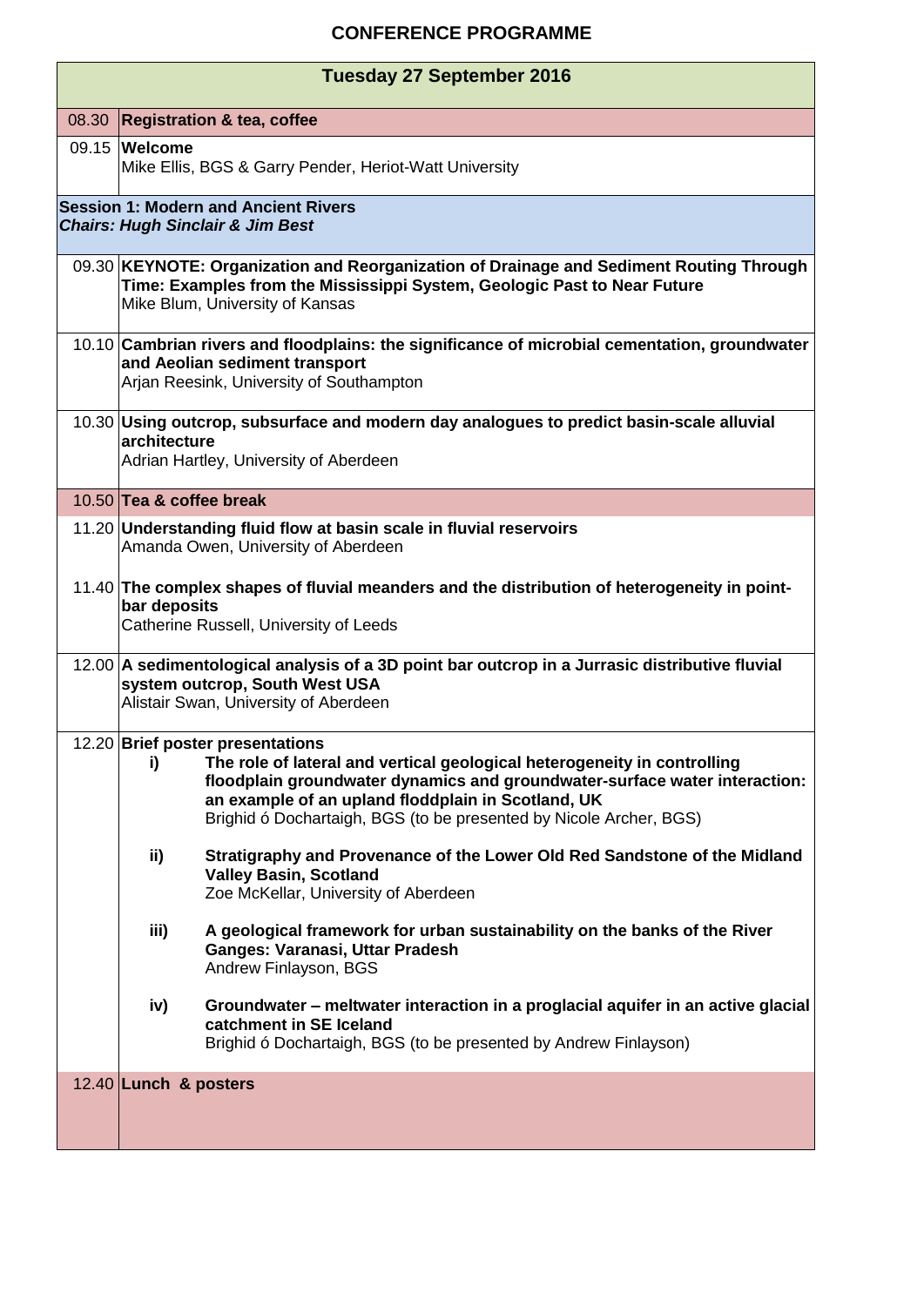# CONFERENCE PROGRAMME

| Tuesday 27 September 2016 | |
|---|---|
| 08.30 | **Registration & tea, coffee** |
| 09.15 | **Welcome**<br>Mike Ellis, BGS & Garry Pender, Heriot-Watt University |
| **Session 1: Modern and Ancient Rivers**<br>***Chairs: Hugh Sinclair & Jim Best*** | |
| 09.30 | **KEYNOTE: Organization and Reorganization of Drainage and Sediment Routing Through Time: Examples from the Mississippi System, Geologic Past to Near Future**<br>Mike Blum, University of Kansas |
| 10.10 | **Cambrian rivers and floodplains: the significance of microbial cementation, groundwater and Aeolian sediment transport**<br>Arjan Reesink, University of Southampton |
| 10.30 | **Using outcrop, subsurface and modern day analogues to predict basin-scale alluvial architecture**<br>Adrian Hartley, University of Aberdeen |
| 10.50 | **Tea & coffee break** |
| 11.20 | **Understanding fluid flow at basin scale in fluvial reservoirs**<br>Amanda Owen, University of Aberdeen |
| 11.40 | **The complex shapes of fluvial meanders and the distribution of heterogeneity in point-bar deposits**<br>Catherine Russell, University of Leeds |
| 12.00 | **A sedimentological analysis of a 3D point bar outcrop in a Jurrasic distributive fluvial system outcrop, South West USA**<br>Alistair Swan, University of Aberdeen |
| 12.20 | **Brief poster presentations**<br>**i)** **The role of lateral and vertical geological heterogeneity in controlling floodplain groundwater dynamics and groundwater-surface water interaction: an example of an upland floddplain in Scotland, UK**<br>Brighid ó Dochartaigh, BGS (to be presented by Nicole Archer, BGS)<br>**ii)** **Stratigraphy and Provenance of the Lower Old Red Sandstone of the Midland Valley Basin, Scotland**<br>Zoe McKellar, University of Aberdeen<br>**iii)** **A geological framework for urban sustainability on the banks of the River Ganges: Varanasi, Uttar Pradesh**<br>Andrew Finlayson, BGS<br>**iv)** **Groundwater – meltwater interaction in a proglacial aquifer in an active glacial catchment in SE Iceland**<br>Brighid ó Dochartaigh, BGS (to be presented by Andrew Finlayson) |
| 12.40 | **Lunch & posters** |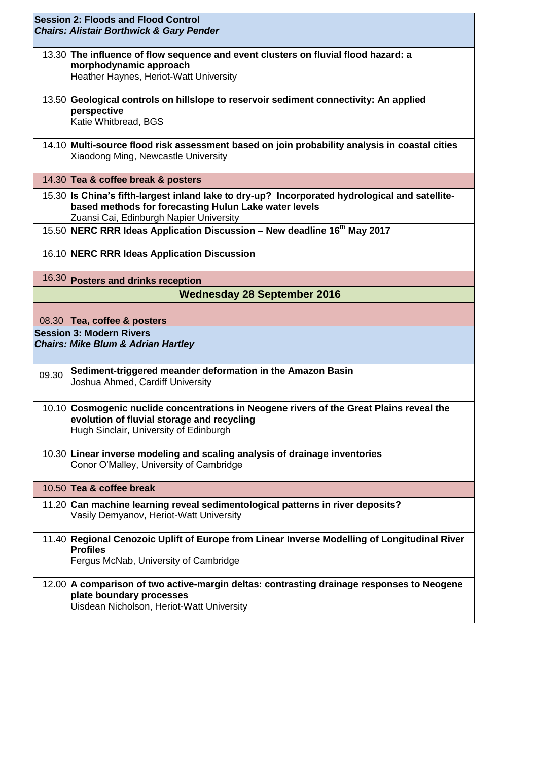| | **Session 2: Floods and Flood Control**<br>***Chairs: Alistair Borthwick & Gary Pender*** |
|---|---|
| 13.30 | **The influence of flow sequence and event clusters on fluvial flood hazard: a morphodynamic approach**<br>Heather Haynes, Heriot-Watt University |
| 13.50 | **Geological controls on hillslope to reservoir sediment connectivity: An applied perspective**<br>Katie Whitbread, BGS |
| 14.10 | **Multi-source flood risk assessment based on join probability analysis in coastal cities**<br>Xiaodong Ming, Newcastle University |
| 14.30 | **Tea & coffee break & posters** |
| 15.30 | **Is China's fifth-largest inland lake to dry-up? Incorporated hydrological and satellite-based methods for forecasting Hulun Lake water levels**<br>Zuansi Cai, Edinburgh Napier University |
| 15.50 | **NERC RRR Ideas Application Discussion – New deadline 16th May 2017** |
| 16.10 | **NERC RRR Ideas Application Discussion** |
| 16.30 | **Posters and drinks reception** |
| | **Wednesday 28 September 2016** |
| 08.30 | **Tea, coffee & posters** |
| | **Session 3: Modern Rivers**<br>***Chairs: Mike Blum & Adrian Hartley*** |
| 09.30 | **Sediment-triggered meander deformation in the Amazon Basin**<br>Joshua Ahmed, Cardiff University |
| 10.10 | **Cosmogenic nuclide concentrations in Neogene rivers of the Great Plains reveal the evolution of fluvial storage and recycling**<br>Hugh Sinclair, University of Edinburgh |
| 10.30 | **Linear inverse modeling and scaling analysis of drainage inventories**<br>Conor O'Malley, University of Cambridge |
| 10.50 | **Tea & coffee break** |
| 11.20 | **Can machine learning reveal sedimentological patterns in river deposits?**<br>Vasily Demyanov, Heriot-Watt University |
| 11.40 | **Regional Cenozoic Uplift of Europe from Linear Inverse Modelling of Longitudinal River Profiles**<br>Fergus McNab, University of Cambridge |
| 12.00 | **A comparison of two active-margin deltas: contrasting drainage responses to Neogene plate boundary processes**<br>Uisdean Nicholson, Heriot-Watt University |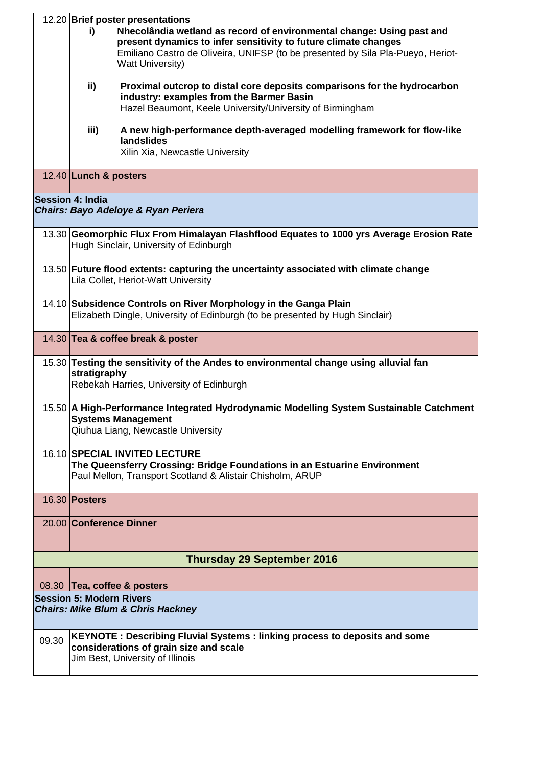| | |
|---|---|
| 12.20 | **Brief poster presentations** |
| | **i) Nhecolândia wetland as record of environmental change: Using past and present dynamics to infer sensitivity to future climate changes**<br>Emiliano Castro de Oliveira, UNIFSP (to be presented by Sila Pla-Pueyo, Heriot-Watt University) |
| | **ii) Proximal outcrop to distal core deposits comparisons for the hydrocarbon industry: examples from the Barmer Basin**<br>Hazel Beaumont, Keele University/University of Birmingham |
| | **iii) A new high-performance depth-averaged modelling framework for flow-like landslides**<br>Xilin Xia, Newcastle University |
| 12.40 | **Lunch & posters** |
| **Session 4: India**<br>***Chairs: Bayo Adeloye & Ryan Periera*** | |
| 13.30 | **Geomorphic Flux From Himalayan Flashflood Equates to 1000 yrs Average Erosion Rate**<br>Hugh Sinclair, University of Edinburgh |
| 13.50 | **Future flood extents: capturing the uncertainty associated with climate change**<br>Lila Collet, Heriot-Watt University |
| 14.10 | **Subsidence Controls on River Morphology in the Ganga Plain**<br>Elizabeth Dingle, University of Edinburgh (to be presented by Hugh Sinclair) |
| 14.30 | **Tea & coffee break & poster** |
| 15.30 | **Testing the sensitivity of the Andes to environmental change using alluvial fan stratigraphy**<br>Rebekah Harries, University of Edinburgh |
| 15.50 | **A High-Performance Integrated Hydrodynamic Modelling System Sustainable Catchment Systems Management**<br>Qiuhua Liang, Newcastle University |
| 16.10 | **SPECIAL INVITED LECTURE**<br>**The Queensferry Crossing: Bridge Foundations in an Estuarine Environment**<br>Paul Mellon, Transport Scotland & Alistair Chisholm, ARUP |
| 16.30 | **Posters** |
| 20.00 | **Conference Dinner** |
| **Thursday 29 September 2016** | |
| 08.30 | **Tea, coffee & posters** |
| **Session 5: Modern Rivers**<br>***Chairs: Mike Blum & Chris Hackney*** | |
| 09.30 | **KEYNOTE : Describing Fluvial Systems : linking process to deposits and some considerations of grain size and scale**<br>Jim Best, University of Illinois |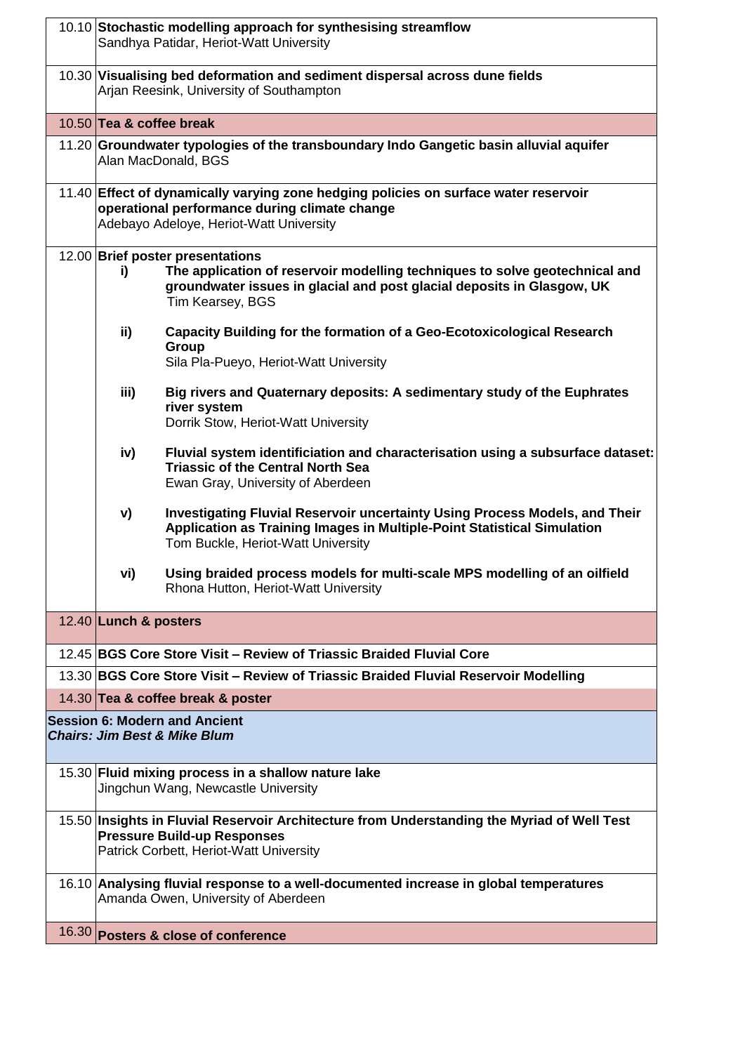| Time | Session |
|---|---|
| 10.10 | **Stochastic modelling approach for synthesising streamflow**<br>Sandhya Patidar, Heriot-Watt University |
| 10.30 | **Visualising bed deformation and sediment dispersal across dune fields**<br>Arjan Reesink, University of Southampton |
| 10.50 | **Tea & coffee break** |
| 11.20 | **Groundwater typologies of the transboundary Indo Gangetic basin alluvial aquifer**<br>Alan MacDonald, BGS |
| 11.40 | **Effect of dynamically varying zone hedging policies on surface water reservoir operational performance during climate change**<br>Adebayo Adeloye, Heriot-Watt University |
| 12.00 | **Brief poster presentations**<br>**i)** **The application of reservoir modelling techniques to solve geotechnical and groundwater issues in glacial and post glacial deposits in Glasgow, UK**<br>Tim Kearsey, BGS<br>**ii)** **Capacity Building for the formation of a Geo-Ecotoxicological Research Group**<br>Sila Pla-Pueyo, Heriot-Watt University<br>**iii)** **Big rivers and Quaternary deposits: A sedimentary study of the Euphrates river system**<br>Dorrik Stow, Heriot-Watt University<br>**iv)** **Fluvial system identificiation and characterisation using a subsurface dataset: Triassic of the Central North Sea**<br>Ewan Gray, University of Aberdeen<br>**v)** **Investigating Fluvial Reservoir uncertainty Using Process Models, and Their Application as Training Images in Multiple-Point Statistical Simulation**<br>Tom Buckle, Heriot-Watt University<br>**vi)** **Using braided process models for multi-scale MPS modelling of an oilfield**<br>Rhona Hutton, Heriot-Watt University |
| 12.40 | **Lunch & posters** |
| 12.45 | **BGS Core Store Visit – Review of Triassic Braided Fluvial Core** |
| 13.30 | **BGS Core Store Visit – Review of Triassic Braided Fluvial Reservoir Modelling** |
| 14.30 | **Tea & coffee break & poster** |
| **Session 6: Modern and Ancient**<br>***Chairs: Jim Best & Mike Blum*** | |
| 15.30 | **Fluid mixing process in a shallow nature lake**<br>Jingchun Wang, Newcastle University |
| 15.50 | **Insights in Fluvial Reservoir Architecture from Understanding the Myriad of Well Test Pressure Build-up Responses**<br>Patrick Corbett, Heriot-Watt University |
| 16.10 | **Analysing fluvial response to a well-documented increase in global temperatures**<br>Amanda Owen, University of Aberdeen |
| 16.30 | **Posters & close of conference** |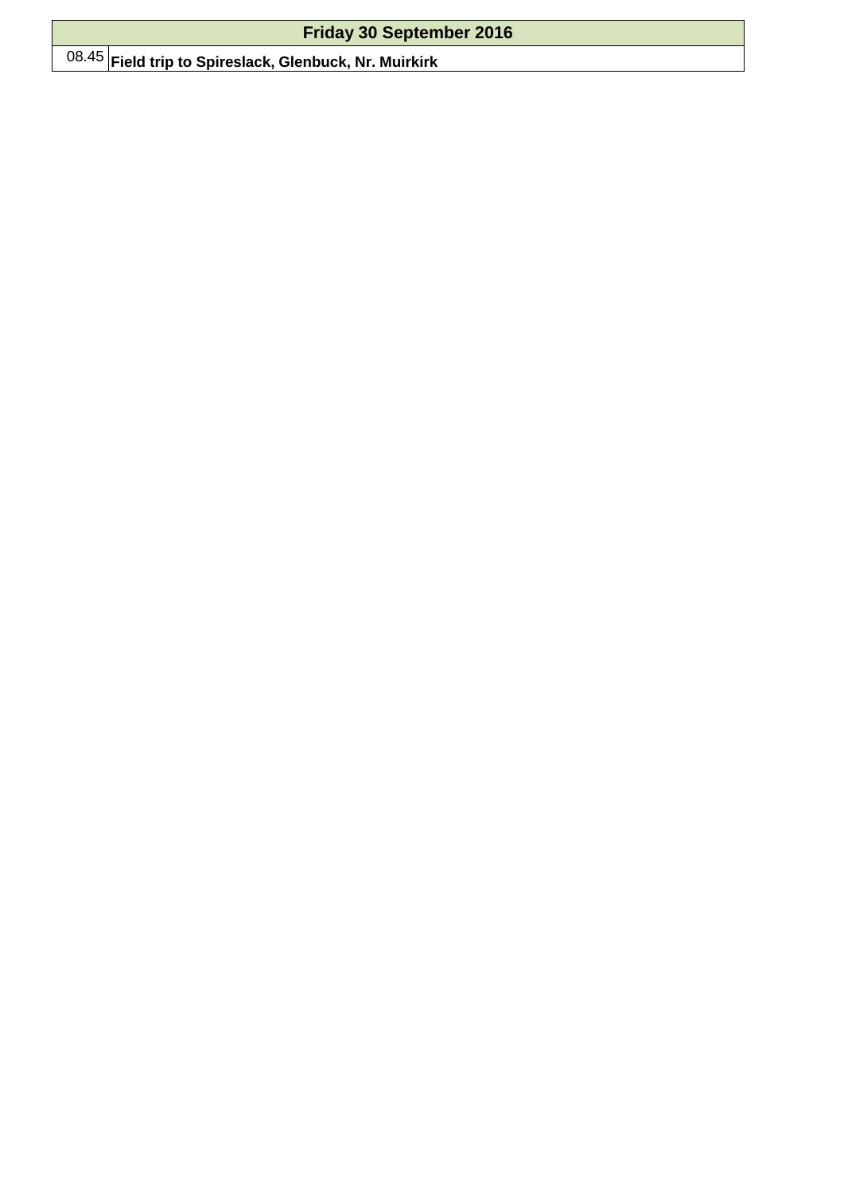| Friday 30 September 2016 | |
|---|---|
| 08.45 | **Field trip to Spireslack, Glenbuck, Nr. Muirkirk** |